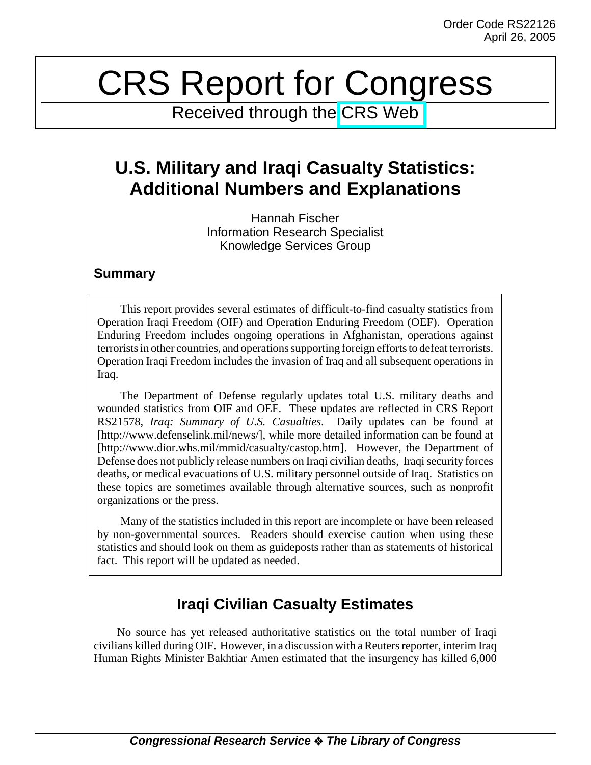Order Code RS22126
April 26, 2005

# CRS Report for Congress

Received through the CRS Web

## U.S. Military and Iraqi Casualty Statistics: Additional Numbers and Explanations

Hannah Fischer
Information Research Specialist
Knowledge Services Group

### Summary

This report provides several estimates of difficult-to-find casualty statistics from Operation Iraqi Freedom (OIF) and Operation Enduring Freedom (OEF). Operation Enduring Freedom includes ongoing operations in Afghanistan, operations against terrorists in other countries, and operations supporting foreign efforts to defeat terrorists. Operation Iraqi Freedom includes the invasion of Iraq and all subsequent operations in Iraq.

The Department of Defense regularly updates total U.S. military deaths and wounded statistics from OIF and OEF. These updates are reflected in CRS Report RS21578, *Iraq: Summary of U.S. Casualties*. Daily updates can be found at [http://www.defenselink.mil/news/], while more detailed information can be found at [http://www.dior.whs.mil/mmid/casualty/castop.htm]. However, the Department of Defense does not publicly release numbers on Iraqi civilian deaths, Iraqi security forces deaths, or medical evacuations of U.S. military personnel outside of Iraq. Statistics on these topics are sometimes available through alternative sources, such as nonprofit organizations or the press.

Many of the statistics included in this report are incomplete or have been released by non-governmental sources. Readers should exercise caution when using these statistics and should look on them as guideposts rather than as statements of historical fact. This report will be updated as needed.

## Iraqi Civilian Casualty Estimates

No source has yet released authoritative statistics on the total number of Iraqi civilians killed during OIF. However, in a discussion with a Reuters reporter, interim Iraq Human Rights Minister Bakhtiar Amen estimated that the insurgency has killed 6,000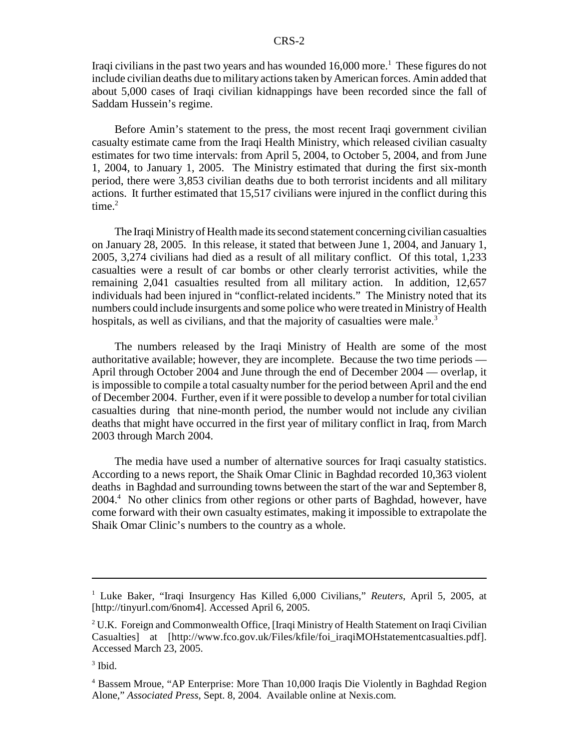Iraqi civilians in the past two years and has wounded 16,000 more.[1] These figures do not include civilian deaths due to military actions taken by American forces. Amin added that about 5,000 cases of Iraqi civilian kidnappings have been recorded since the fall of Saddam Hussein's regime.

Before Amin's statement to the press, the most recent Iraqi government civilian casualty estimate came from the Iraqi Health Ministry, which released civilian casualty estimates for two time intervals: from April 5, 2004, to October 5, 2004, and from June 1, 2004, to January 1, 2005. The Ministry estimated that during the first six-month period, there were 3,853 civilian deaths due to both terrorist incidents and all military actions. It further estimated that 15,517 civilians were injured in the conflict during this time.[2]

The Iraqi Ministry of Health made its second statement concerning civilian casualties on January 28, 2005. In this release, it stated that between June 1, 2004, and January 1, 2005, 3,274 civilians had died as a result of all military conflict. Of this total, 1,233 casualties were a result of car bombs or other clearly terrorist activities, while the remaining 2,041 casualties resulted from all military action. In addition, 12,657 individuals had been injured in "conflict-related incidents." The Ministry noted that its numbers could include insurgents and some police who were treated in Ministry of Health hospitals, as well as civilians, and that the majority of casualties were male.[3]

The numbers released by the Iraqi Ministry of Health are some of the most authoritative available; however, they are incomplete. Because the two time periods — April through October 2004 and June through the end of December 2004 — overlap, it is impossible to compile a total casualty number for the period between April and the end of December 2004. Further, even if it were possible to develop a number for total civilian casualties during that nine-month period, the number would not include any civilian deaths that might have occurred in the first year of military conflict in Iraq, from March 2003 through March 2004.

The media have used a number of alternative sources for Iraqi casualty statistics. According to a news report, the Shaik Omar Clinic in Baghdad recorded 10,363 violent deaths in Baghdad and surrounding towns between the start of the war and September 8, 2004.[4] No other clinics from other regions or other parts of Baghdad, however, have come forward with their own casualty estimates, making it impossible to extrapolate the Shaik Omar Clinic's numbers to the country as a whole.

---

[1] Luke Baker, "Iraqi Insurgency Has Killed 6,000 Civilians," *Reuters*, April 5, 2005, at [http://tinyurl.com/6nom4]. Accessed April 6, 2005.

[2] U.K. Foreign and Commonwealth Office, [Iraqi Ministry of Health Statement on Iraqi Civilian Casualties] at [http://www.fco.gov.uk/Files/kfile/foi_iraqiMOHstatementcasualties.pdf]. Accessed March 23, 2005.

[3] Ibid.

[4] Bassem Mroue, "AP Enterprise: More Than 10,000 Iraqis Die Violently in Baghdad Region Alone," *Associated Press*, Sept. 8, 2004. Available online at Nexis.com.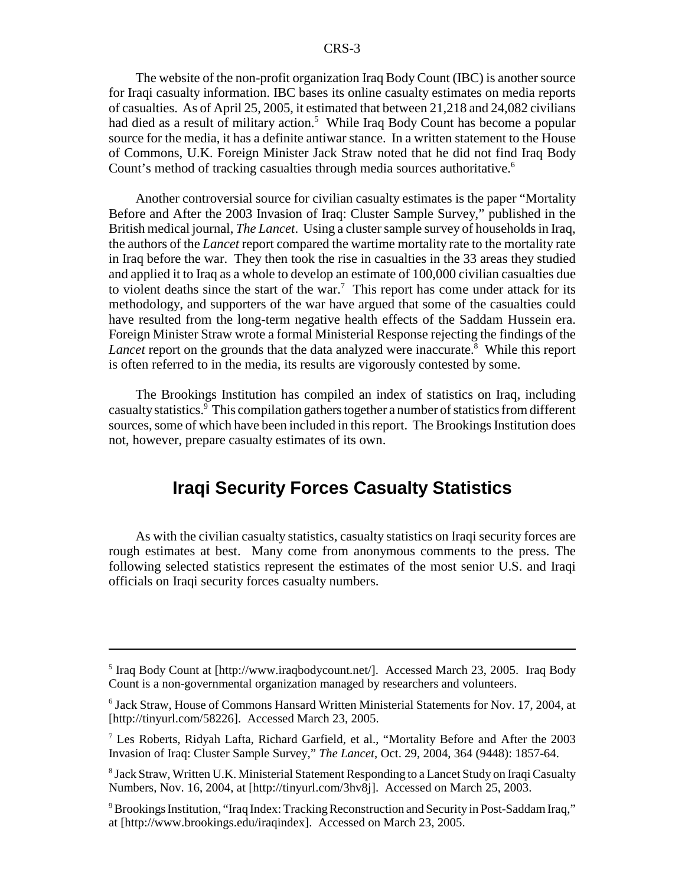The website of the non-profit organization Iraq Body Count (IBC) is another source for Iraqi casualty information. IBC bases its online casualty estimates on media reports of casualties. As of April 25, 2005, it estimated that between 21,218 and 24,082 civilians had died as a result of military action.[5] While Iraq Body Count has become a popular source for the media, it has a definite antiwar stance. In a written statement to the House of Commons, U.K. Foreign Minister Jack Straw noted that he did not find Iraq Body Count's method of tracking casualties through media sources authoritative.[6]

Another controversial source for civilian casualty estimates is the paper "Mortality Before and After the 2003 Invasion of Iraq: Cluster Sample Survey," published in the British medical journal, *The Lancet*. Using a cluster sample survey of households in Iraq, the authors of the *Lancet* report compared the wartime mortality rate to the mortality rate in Iraq before the war. They then took the rise in casualties in the 33 areas they studied and applied it to Iraq as a whole to develop an estimate of 100,000 civilian casualties due to violent deaths since the start of the war.[7] This report has come under attack for its methodology, and supporters of the war have argued that some of the casualties could have resulted from the long-term negative health effects of the Saddam Hussein era. Foreign Minister Straw wrote a formal Ministerial Response rejecting the findings of the *Lancet* report on the grounds that the data analyzed were inaccurate.[8] While this report is often referred to in the media, its results are vigorously contested by some.

The Brookings Institution has compiled an index of statistics on Iraq, including casualty statistics.[9] This compilation gathers together a number of statistics from different sources, some of which have been included in this report. The Brookings Institution does not, however, prepare casualty estimates of its own.

## Iraqi Security Forces Casualty Statistics

As with the civilian casualty statistics, casualty statistics on Iraqi security forces are rough estimates at best. Many come from anonymous comments to the press. The following selected statistics represent the estimates of the most senior U.S. and Iraqi officials on Iraqi security forces casualty numbers.

---

[5] Iraq Body Count at [http://www.iraqbodycount.net/]. Accessed March 23, 2005. Iraq Body Count is a non-governmental organization managed by researchers and volunteers.

[6] Jack Straw, House of Commons Hansard Written Ministerial Statements for Nov. 17, 2004, at [http://tinyurl.com/58226]. Accessed March 23, 2005.

[7] Les Roberts, Ridyah Lafta, Richard Garfield, et al., "Mortality Before and After the 2003 Invasion of Iraq: Cluster Sample Survey," *The Lancet*, Oct. 29, 2004, 364 (9448): 1857-64.

[8] Jack Straw, Written U.K. Ministerial Statement Responding to a Lancet Study on Iraqi Casualty Numbers, Nov. 16, 2004, at [http://tinyurl.com/3hv8j]. Accessed on March 25, 2003.

[9] Brookings Institution, "Iraq Index: Tracking Reconstruction and Security in Post-Saddam Iraq," at [http://www.brookings.edu/iraqindex]. Accessed on March 23, 2005.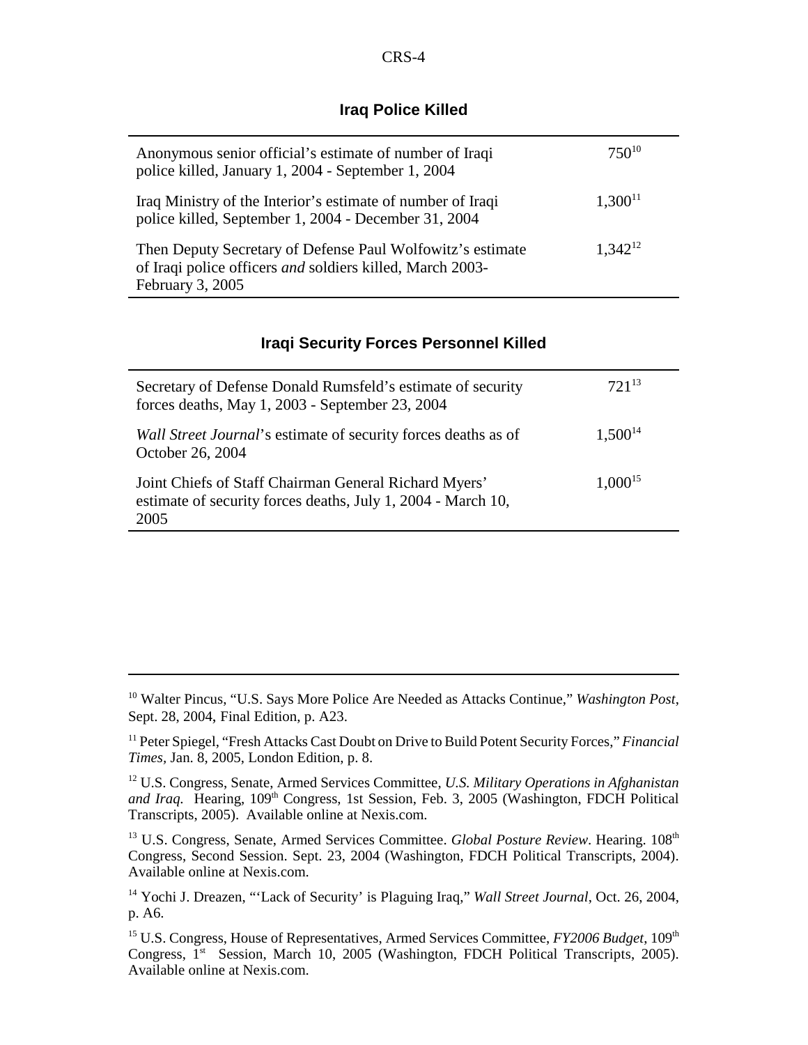### Iraq Police Killed

| | |
|---|---|
| Anonymous senior official's estimate of number of Iraqi police killed, January 1, 2004 - September 1, 2004 | 750[10] |
| Iraq Ministry of the Interior's estimate of number of Iraqi police killed, September 1, 2004 - December 31, 2004 | 1,300[11] |
| Then Deputy Secretary of Defense Paul Wolfowitz's estimate of Iraqi police officers *and* soldiers killed, March 2003-February 3, 2005 | 1,342[12] |

### Iraqi Security Forces Personnel Killed

| | |
|---|---|
| Secretary of Defense Donald Rumsfeld's estimate of security forces deaths, May 1, 2003 - September 23, 2004 | 721[13] |
| *Wall Street Journal*'s estimate of security forces deaths as of October 26, 2004 | 1,500[14] |
| Joint Chiefs of Staff Chairman General Richard Myers' estimate of security forces deaths, July 1, 2004 - March 10, 2005 | 1,000[15] |

---

[10] Walter Pincus, "U.S. Says More Police Are Needed as Attacks Continue," *Washington Post*, Sept. 28, 2004, Final Edition, p. A23.

[11] Peter Spiegel, "Fresh Attacks Cast Doubt on Drive to Build Potent Security Forces," *Financial Times*, Jan. 8, 2005, London Edition, p. 8.

[12] U.S. Congress, Senate, Armed Services Committee, *U.S. Military Operations in Afghanistan and Iraq.* Hearing, 109th Congress, 1st Session, Feb. 3, 2005 (Washington, FDCH Political Transcripts, 2005). Available online at Nexis.com.

[13] U.S. Congress, Senate, Armed Services Committee. *Global Posture Review*. Hearing. 108th Congress, Second Session. Sept. 23, 2004 (Washington, FDCH Political Transcripts, 2004). Available online at Nexis.com.

[14] Yochi J. Dreazen, "'Lack of Security' is Plaguing Iraq," *Wall Street Journal*, Oct. 26, 2004, p. A6.

[15] U.S. Congress, House of Representatives, Armed Services Committee, *FY2006 Budget*, 109th Congress, 1st Session, March 10, 2005 (Washington, FDCH Political Transcripts, 2005). Available online at Nexis.com.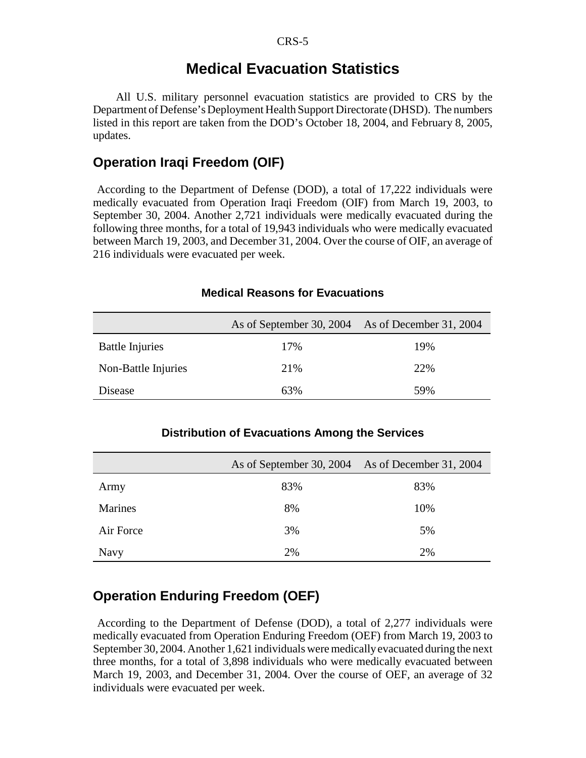# Medical Evacuation Statistics

All U.S. military personnel evacuation statistics are provided to CRS by the Department of Defense's Deployment Health Support Directorate (DHSD). The numbers listed in this report are taken from the DOD's October 18, 2004, and February 8, 2005, updates.

## Operation Iraqi Freedom (OIF)

According to the Department of Defense (DOD), a total of 17,222 individuals were medically evacuated from Operation Iraqi Freedom (OIF) from March 19, 2003, to September 30, 2004. Another 2,721 individuals were medically evacuated during the following three months, for a total of 19,943 individuals who were medically evacuated between March 19, 2003, and December 31, 2004. Over the course of OIF, an average of 216 individuals were evacuated per week.

### Medical Reasons for Evacuations

| | As of September 30, 2004 | As of December 31, 2004 |
|---|---|---|
| Battle Injuries | 17% | 19% |
| Non-Battle Injuries | 21% | 22% |
| Disease | 63% | 59% |

### Distribution of Evacuations Among the Services

| | As of September 30, 2004 | As of December 31, 2004 |
|---|---|---|
| Army | 83% | 83% |
| Marines | 8% | 10% |
| Air Force | 3% | 5% |
| Navy | 2% | 2% |

## Operation Enduring Freedom (OEF)

According to the Department of Defense (DOD), a total of 2,277 individuals were medically evacuated from Operation Enduring Freedom (OEF) from March 19, 2003 to September 30, 2004. Another 1,621 individuals were medically evacuated during the next three months, for a total of 3,898 individuals who were medically evacuated between March 19, 2003, and December 31, 2004. Over the course of OEF, an average of 32 individuals were evacuated per week.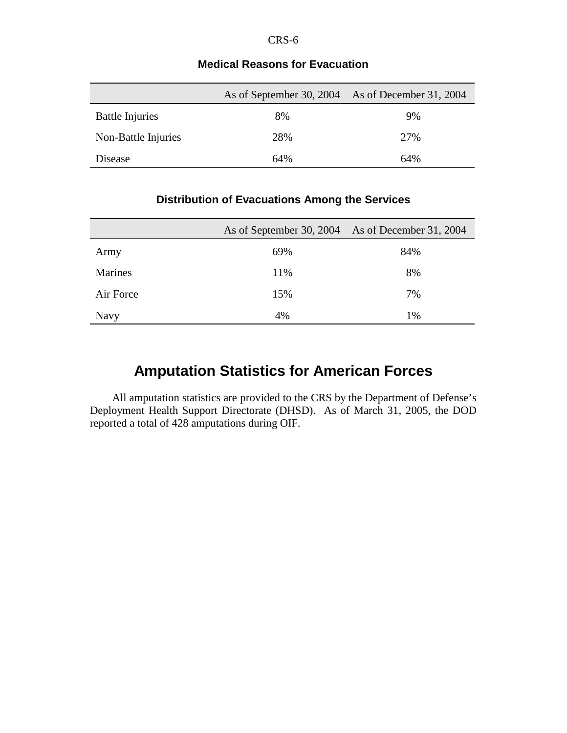**Medical Reasons for Evacuation**

| | As of September 30, 2004 | As of December 31, 2004 |
|---|---|---|
| Battle Injuries | 8% | 9% |
| Non-Battle Injuries | 28% | 27% |
| Disease | 64% | 64% |

**Distribution of Evacuations Among the Services**

| | As of September 30, 2004 | As of December 31, 2004 |
|---|---|---|
| Army | 69% | 84% |
| Marines | 11% | 8% |
| Air Force | 15% | 7% |
| Navy | 4% | 1% |

## Amputation Statistics for American Forces

All amputation statistics are provided to the CRS by the Department of Defense's Deployment Health Support Directorate (DHSD). As of March 31, 2005, the DOD reported a total of 428 amputations during OIF.